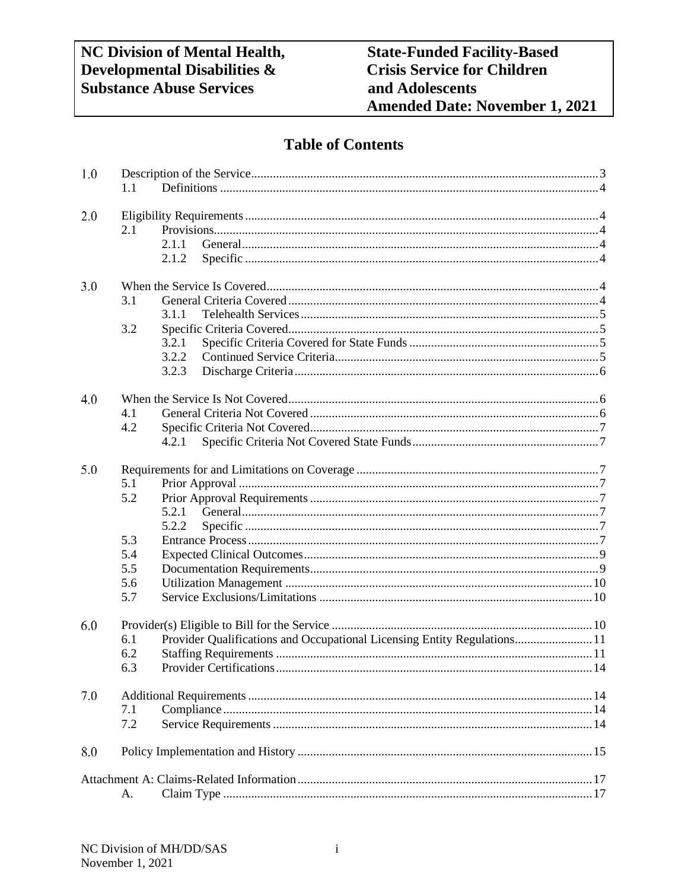| NC Division of Mental Health, Developmental Disabilities & Substance Abuse Services | State-Funded Facility-Based Crisis Service for Children and Adolescents Amended Date: November 1, 2021 |
|---|---|

# Table of Contents

1.0 Description of the Service ... 3
- 1.1 Definitions ... 4

2.0 Eligibility Requirements ... 4
- 2.1 Provisions ... 4
  - 2.1.1 General ... 4
  - 2.1.2 Specific ... 4

3.0 When the Service Is Covered ... 4
- 3.1 General Criteria Covered ... 4
  - 3.1.1 Telehealth Services ... 5
- 3.2 Specific Criteria Covered ... 5
  - 3.2.1 Specific Criteria Covered for State Funds ... 5
  - 3.2.2 Continued Service Criteria ... 5
  - 3.2.3 Discharge Criteria ... 6

4.0 When the Service Is Not Covered ... 6
- 4.1 General Criteria Not Covered ... 6
- 4.2 Specific Criteria Not Covered ... 7
  - 4.2.1 Specific Criteria Not Covered State Funds ... 7

5.0 Requirements for and Limitations on Coverage ... 7
- 5.1 Prior Approval ... 7
- 5.2 Prior Approval Requirements ... 7
  - 5.2.1 General ... 7
  - 5.2.2 Specific ... 7
- 5.3 Entrance Process ... 7
- 5.4 Expected Clinical Outcomes ... 9
- 5.5 Documentation Requirements ... 9
- 5.6 Utilization Management ... 10
- 5.7 Service Exclusions/Limitations ... 10

6.0 Provider(s) Eligible to Bill for the Service ... 10
- 6.1 Provider Qualifications and Occupational Licensing Entity Regulations ... 11
- 6.2 Staffing Requirements ... 11
- 6.3 Provider Certifications ... 14

7.0 Additional Requirements ... 14
- 7.1 Compliance ... 14
- 7.2 Service Requirements ... 14

8.0 Policy Implementation and History ... 15

Attachment A: Claims-Related Information ... 17
- A. Claim Type ... 17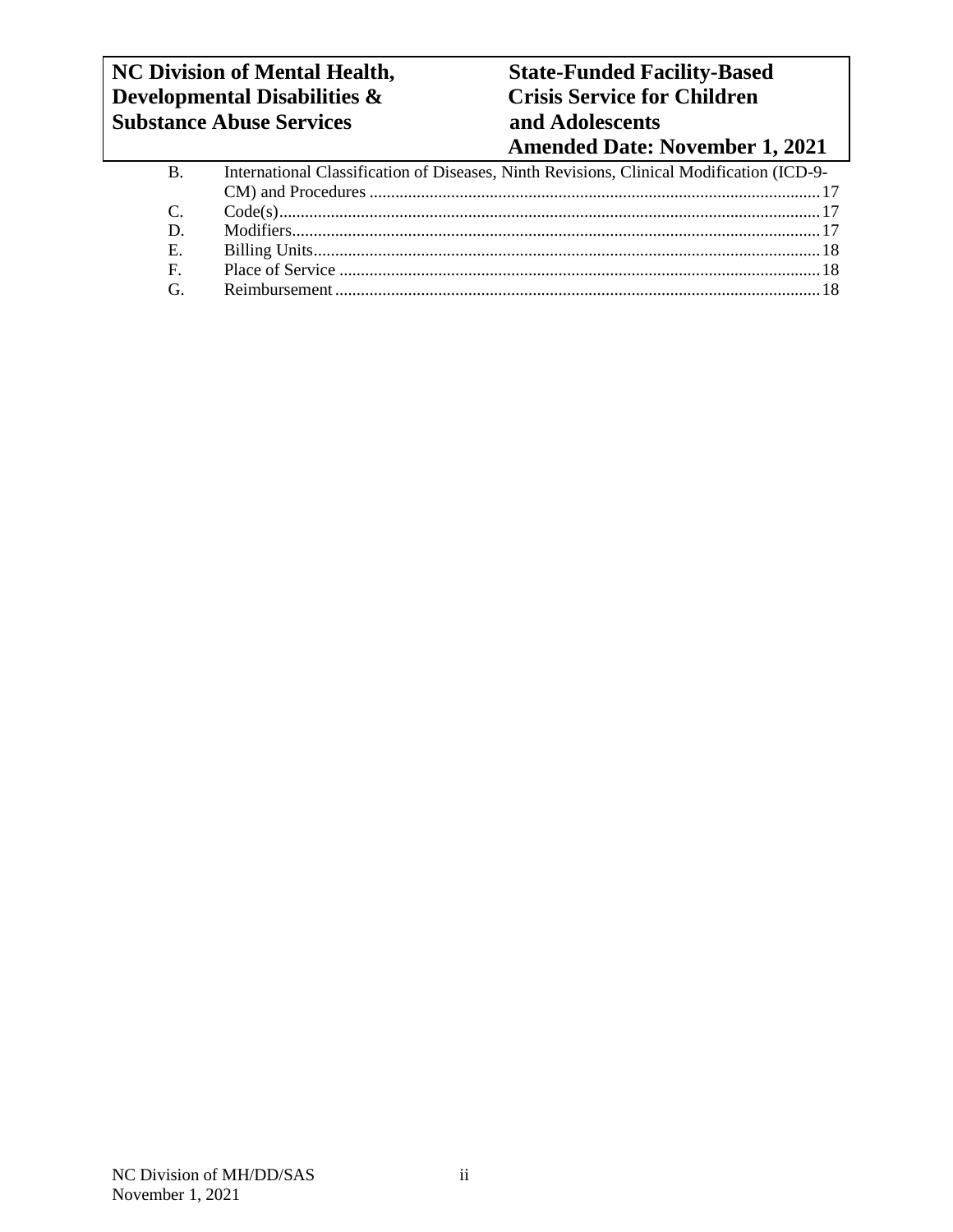B. International Classification of Diseases, Ninth Revisions, Clinical Modification (ICD-9-CM) and Procedures ........ 17
C. Code(s) ........ 17
D. Modifiers ........ 17
E. Billing Units ........ 18
F. Place of Service ........ 18
G. Reimbursement ........ 18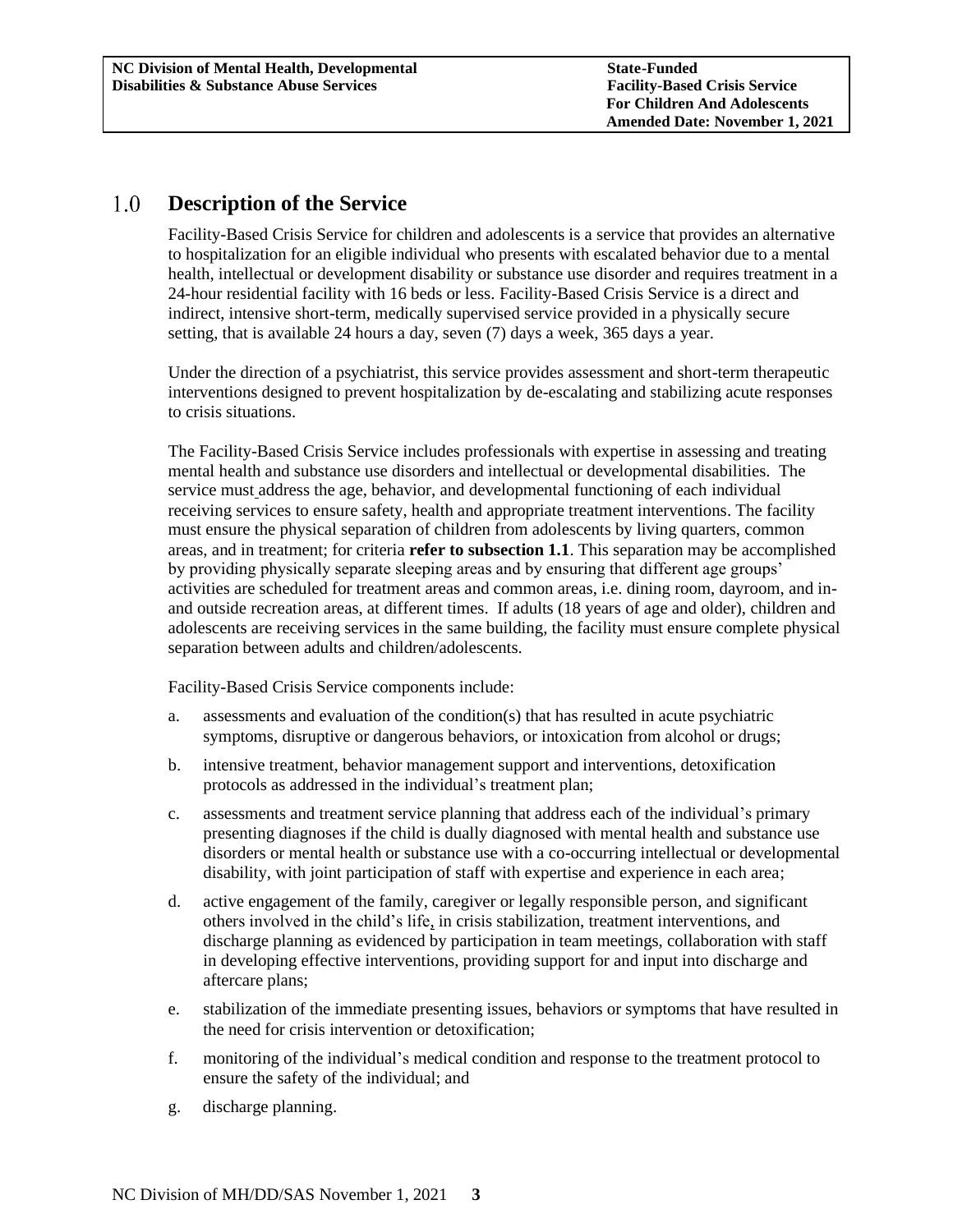## 1.0 Description of the Service

Facility-Based Crisis Service for children and adolescents is a service that provides an alternative to hospitalization for an eligible individual who presents with escalated behavior due to a mental health, intellectual or development disability or substance use disorder and requires treatment in a 24-hour residential facility with 16 beds or less. Facility-Based Crisis Service is a direct and indirect, intensive short-term, medically supervised service provided in a physically secure setting, that is available 24 hours a day, seven (7) days a week, 365 days a year.

Under the direction of a psychiatrist, this service provides assessment and short-term therapeutic interventions designed to prevent hospitalization by de-escalating and stabilizing acute responses to crisis situations.

The Facility-Based Crisis Service includes professionals with expertise in assessing and treating mental health and substance use disorders and intellectual or developmental disabilities. The service must address the age, behavior, and developmental functioning of each individual receiving services to ensure safety, health and appropriate treatment interventions. The facility must ensure the physical separation of children from adolescents by living quarters, common areas, and in treatment; for criteria **refer to subsection 1.1**. This separation may be accomplished by providing physically separate sleeping areas and by ensuring that different age groups' activities are scheduled for treatment areas and common areas, i.e. dining room, dayroom, and in- and outside recreation areas, at different times. If adults (18 years of age and older), children and adolescents are receiving services in the same building, the facility must ensure complete physical separation between adults and children/adolescents.

Facility-Based Crisis Service components include:

a. assessments and evaluation of the condition(s) that has resulted in acute psychiatric symptoms, disruptive or dangerous behaviors, or intoxication from alcohol or drugs;

b. intensive treatment, behavior management support and interventions, detoxification protocols as addressed in the individual's treatment plan;

c. assessments and treatment service planning that address each of the individual's primary presenting diagnoses if the child is dually diagnosed with mental health and substance use disorders or mental health or substance use with a co-occurring intellectual or developmental disability, with joint participation of staff with expertise and experience in each area;

d. active engagement of the family, caregiver or legally responsible person, and significant others involved in the child's life, in crisis stabilization, treatment interventions, and discharge planning as evidenced by participation in team meetings, collaboration with staff in developing effective interventions, providing support for and input into discharge and aftercare plans;

e. stabilization of the immediate presenting issues, behaviors or symptoms that have resulted in the need for crisis intervention or detoxification;

f. monitoring of the individual's medical condition and response to the treatment protocol to ensure the safety of the individual; and

g. discharge planning.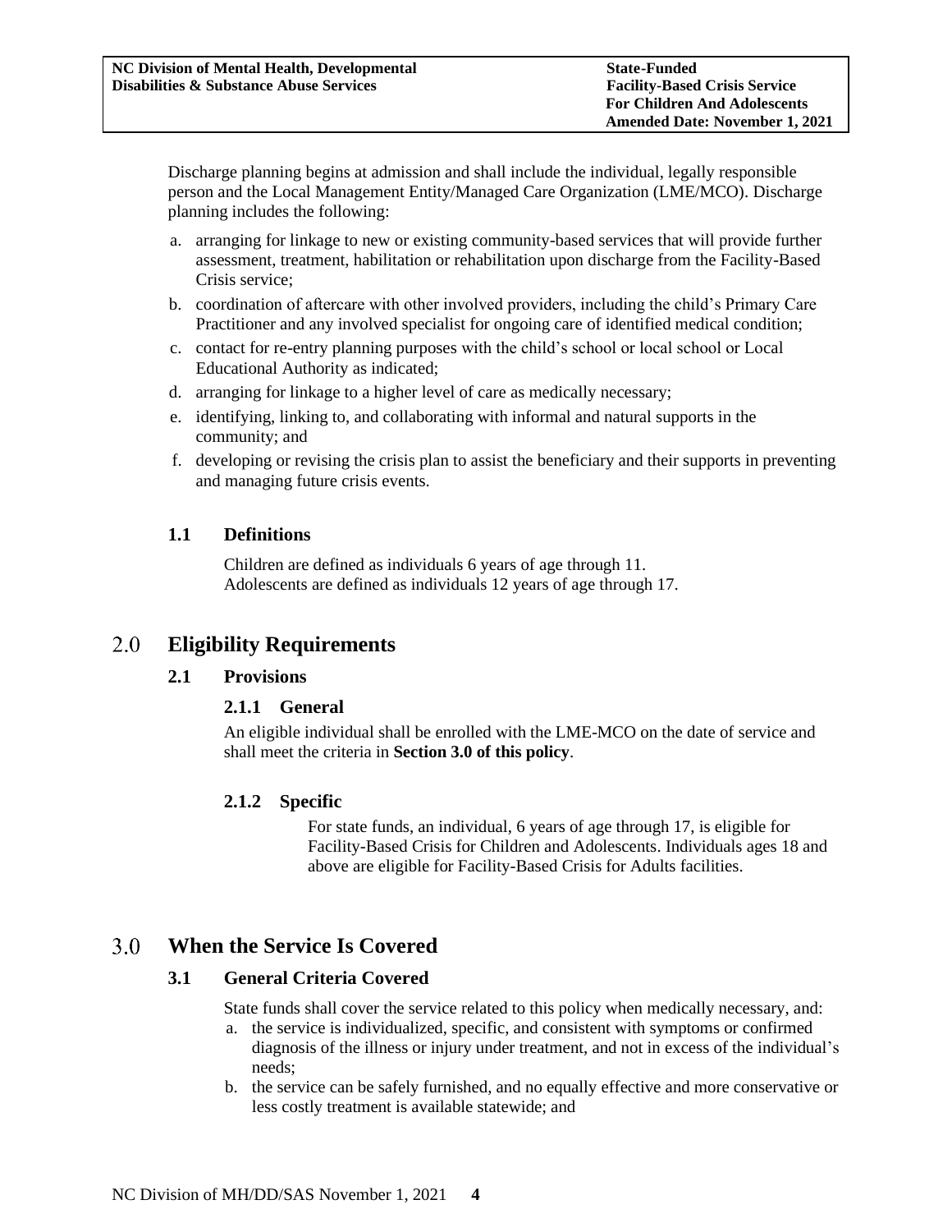Discharge planning begins at admission and shall include the individual, legally responsible person and the Local Management Entity/Managed Care Organization (LME/MCO). Discharge planning includes the following:

a. arranging for linkage to new or existing community-based services that will provide further assessment, treatment, habilitation or rehabilitation upon discharge from the Facility-Based Crisis service;
b. coordination of aftercare with other involved providers, including the child's Primary Care Practitioner and any involved specialist for ongoing care of identified medical condition;
c. contact for re-entry planning purposes with the child's school or local school or Local Educational Authority as indicated;
d. arranging for linkage to a higher level of care as medically necessary;
e. identifying, linking to, and collaborating with informal and natural supports in the community; and
f. developing or revising the crisis plan to assist the beneficiary and their supports in preventing and managing future crisis events.

### 1.1 Definitions

Children are defined as individuals 6 years of age through 11.
Adolescents are defined as individuals 12 years of age through 17.

## 2.0 Eligibility Requirements

### 2.1 Provisions

#### 2.1.1 General

An eligible individual shall be enrolled with the LME-MCO on the date of service and shall meet the criteria in **Section 3.0 of this policy**.

#### 2.1.2 Specific

For state funds, an individual, 6 years of age through 17, is eligible for Facility-Based Crisis for Children and Adolescents. Individuals ages 18 and above are eligible for Facility-Based Crisis for Adults facilities.

## 3.0 When the Service Is Covered

### 3.1 General Criteria Covered

State funds shall cover the service related to this policy when medically necessary, and:

a. the service is individualized, specific, and consistent with symptoms or confirmed diagnosis of the illness or injury under treatment, and not in excess of the individual's needs;
b. the service can be safely furnished, and no equally effective and more conservative or less costly treatment is available statewide; and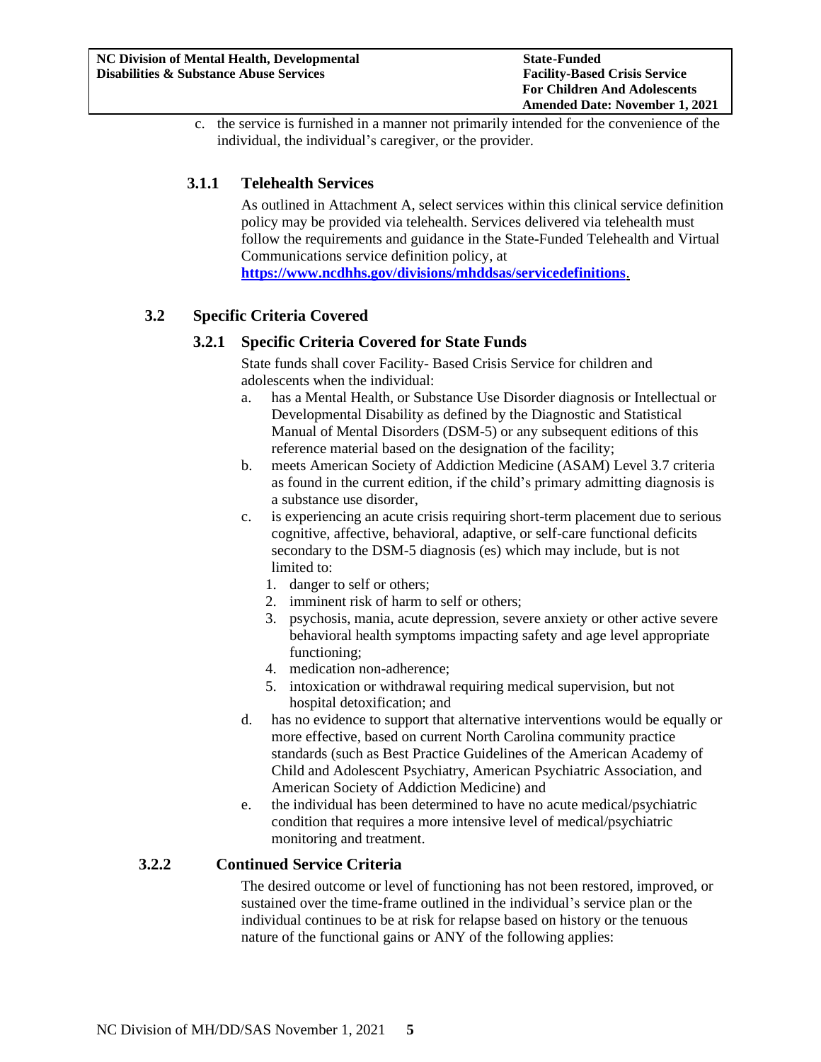c. the service is furnished in a manner not primarily intended for the convenience of the individual, the individual's caregiver, or the provider.

#### 3.1.1 Telehealth Services

As outlined in Attachment A, select services within this clinical service definition policy may be provided via telehealth. Services delivered via telehealth must follow the requirements and guidance in the State-Funded Telehealth and Virtual Communications service definition policy, at **https://www.ncdhhs.gov/divisions/mhddsas/servicedefinitions**.

### 3.2 Specific Criteria Covered

#### 3.2.1 Specific Criteria Covered for State Funds

State funds shall cover Facility- Based Crisis Service for children and adolescents when the individual:

a. has a Mental Health, or Substance Use Disorder diagnosis or Intellectual or Developmental Disability as defined by the Diagnostic and Statistical Manual of Mental Disorders (DSM-5) or any subsequent editions of this reference material based on the designation of the facility;
b. meets American Society of Addiction Medicine (ASAM) Level 3.7 criteria as found in the current edition, if the child's primary admitting diagnosis is a substance use disorder,
c. is experiencing an acute crisis requiring short-term placement due to serious cognitive, affective, behavioral, adaptive, or self-care functional deficits secondary to the DSM-5 diagnosis (es) which may include, but is not limited to:
   1. danger to self or others;
   2. imminent risk of harm to self or others;
   3. psychosis, mania, acute depression, severe anxiety or other active severe behavioral health symptoms impacting safety and age level appropriate functioning;
   4. medication non-adherence;
   5. intoxication or withdrawal requiring medical supervision, but not hospital detoxification; and
d. has no evidence to support that alternative interventions would be equally or more effective, based on current North Carolina community practice standards (such as Best Practice Guidelines of the American Academy of Child and Adolescent Psychiatry, American Psychiatric Association, and American Society of Addiction Medicine) and
e. the individual has been determined to have no acute medical/psychiatric condition that requires a more intensive level of medical/psychiatric monitoring and treatment.

#### 3.2.2 Continued Service Criteria

The desired outcome or level of functioning has not been restored, improved, or sustained over the time-frame outlined in the individual's service plan or the individual continues to be at risk for relapse based on history or the tenuous nature of the functional gains or ANY of the following applies: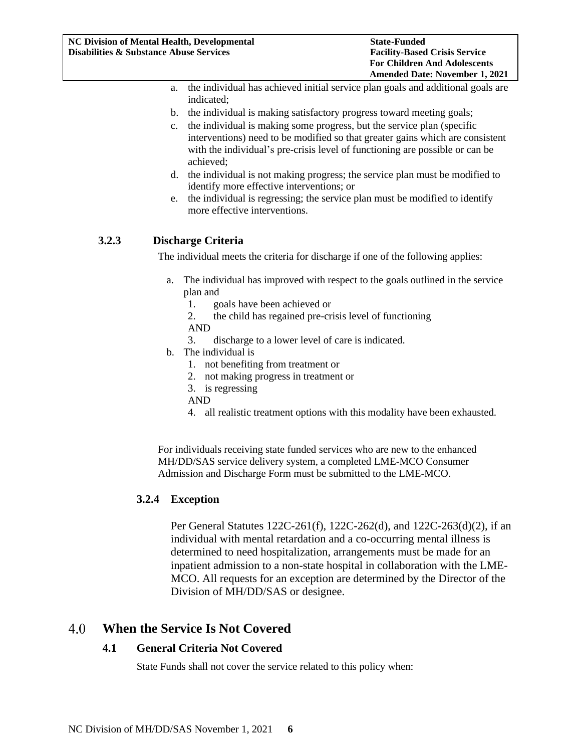a. the individual has achieved initial service plan goals and additional goals are indicated;
b. the individual is making satisfactory progress toward meeting goals;
c. the individual is making some progress, but the service plan (specific interventions) need to be modified so that greater gains which are consistent with the individual's pre-crisis level of functioning are possible or can be achieved;
d. the individual is not making progress; the service plan must be modified to identify more effective interventions; or
e. the individual is regressing; the service plan must be modified to identify more effective interventions.

### 3.2.3 Discharge Criteria

The individual meets the criteria for discharge if one of the following applies:

a. The individual has improved with respect to the goals outlined in the service plan and
   1. goals have been achieved or
   2. the child has regained pre-crisis level of functioning

   AND

   3. discharge to a lower level of care is indicated.

b. The individual is
   1. not benefiting from treatment or
   2. not making progress in treatment or
   3. is regressing

   AND

   4. all realistic treatment options with this modality have been exhausted.

For individuals receiving state funded services who are new to the enhanced MH/DD/SAS service delivery system, a completed LME-MCO Consumer Admission and Discharge Form must be submitted to the LME-MCO.

### 3.2.4 Exception

Per General Statutes 122C-261(f), 122C-262(d), and 122C-263(d)(2), if an individual with mental retardation and a co-occurring mental illness is determined to need hospitalization, arrangements must be made for an inpatient admission to a non-state hospital in collaboration with the LME-MCO. All requests for an exception are determined by the Director of the Division of MH/DD/SAS or designee.

# 4.0 When the Service Is Not Covered

## 4.1 General Criteria Not Covered

State Funds shall not cover the service related to this policy when: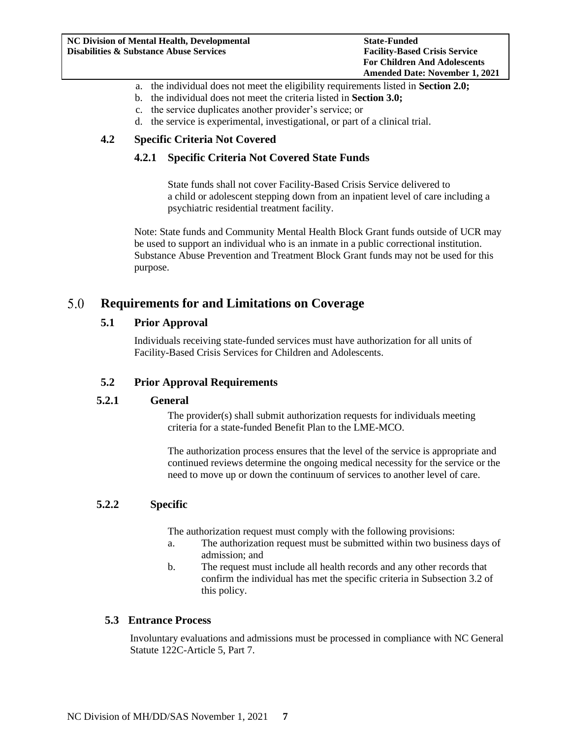a. the individual does not meet the eligibility requirements listed in **Section 2.0;**
b. the individual does not meet the criteria listed in **Section 3.0;**
c. the service duplicates another provider's service; or
d. the service is experimental, investigational, or part of a clinical trial.

### 4.2 Specific Criteria Not Covered

#### 4.2.1 Specific Criteria Not Covered State Funds

State funds shall not cover Facility-Based Crisis Service delivered to a child or adolescent stepping down from an inpatient level of care including a psychiatric residential treatment facility.

Note: State funds and Community Mental Health Block Grant funds outside of UCR may be used to support an individual who is an inmate in a public correctional institution. Substance Abuse Prevention and Treatment Block Grant funds may not be used for this purpose.

## 5.0 Requirements for and Limitations on Coverage

### 5.1 Prior Approval

Individuals receiving state-funded services must have authorization for all units of Facility-Based Crisis Services for Children and Adolescents.

### 5.2 Prior Approval Requirements

#### 5.2.1 General

The provider(s) shall submit authorization requests for individuals meeting criteria for a state-funded Benefit Plan to the LME-MCO.

The authorization process ensures that the level of the service is appropriate and continued reviews determine the ongoing medical necessity for the service or the need to move up or down the continuum of services to another level of care.

#### 5.2.2 Specific

The authorization request must comply with the following provisions:

a. The authorization request must be submitted within two business days of admission; and
b. The request must include all health records and any other records that confirm the individual has met the specific criteria in Subsection 3.2 of this policy.

### 5.3 Entrance Process

Involuntary evaluations and admissions must be processed in compliance with NC General Statute 122C-Article 5, Part 7.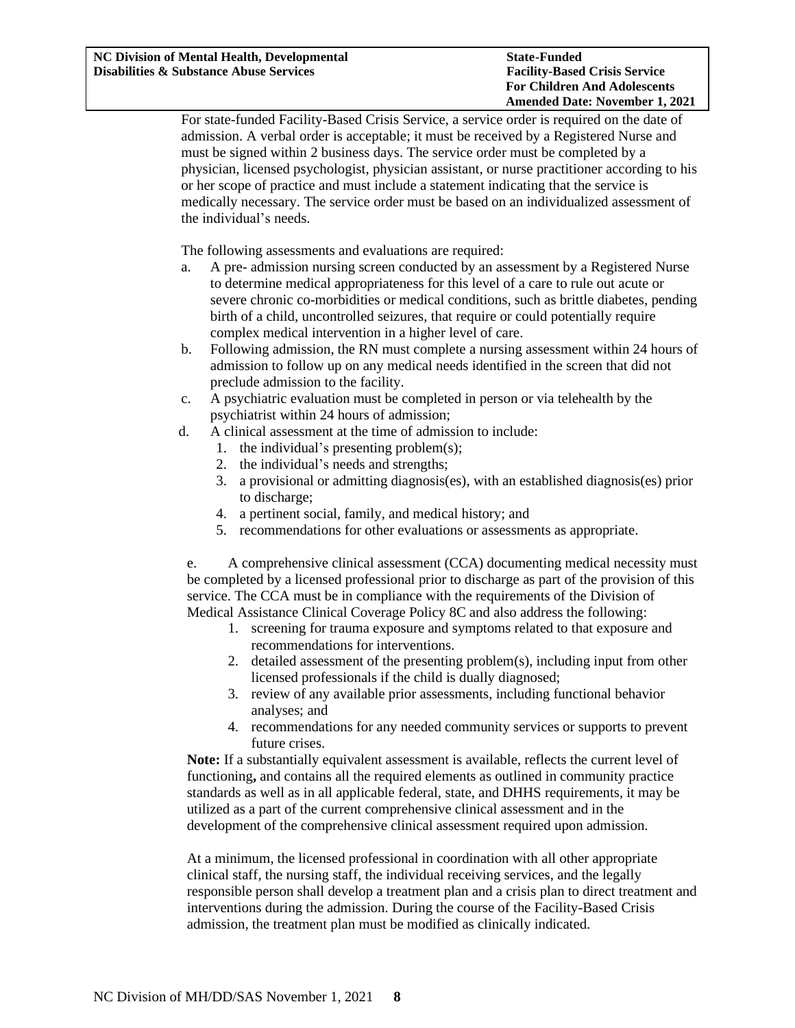For state-funded Facility-Based Crisis Service, a service order is required on the date of admission. A verbal order is acceptable; it must be received by a Registered Nurse and must be signed within 2 business days. The service order must be completed by a physician, licensed psychologist, physician assistant, or nurse practitioner according to his or her scope of practice and must include a statement indicating that the service is medically necessary. The service order must be based on an individualized assessment of the individual's needs.

The following assessments and evaluations are required:

a. A pre- admission nursing screen conducted by an assessment by a Registered Nurse to determine medical appropriateness for this level of a care to rule out acute or severe chronic co-morbidities or medical conditions, such as brittle diabetes, pending birth of a child, uncontrolled seizures, that require or could potentially require complex medical intervention in a higher level of care.
b. Following admission, the RN must complete a nursing assessment within 24 hours of admission to follow up on any medical needs identified in the screen that did not preclude admission to the facility.
c. A psychiatric evaluation must be completed in person or via telehealth by the psychiatrist within 24 hours of admission;
d. A clinical assessment at the time of admission to include:
   1. the individual's presenting problem(s);
   2. the individual's needs and strengths;
   3. a provisional or admitting diagnosis(es), with an established diagnosis(es) prior to discharge;
   4. a pertinent social, family, and medical history; and
   5. recommendations for other evaluations or assessments as appropriate.

e. A comprehensive clinical assessment (CCA) documenting medical necessity must be completed by a licensed professional prior to discharge as part of the provision of this service. The CCA must be in compliance with the requirements of the Division of Medical Assistance Clinical Coverage Policy 8C and also address the following:
   1. screening for trauma exposure and symptoms related to that exposure and recommendations for interventions.
   2. detailed assessment of the presenting problem(s), including input from other licensed professionals if the child is dually diagnosed;
   3. review of any available prior assessments, including functional behavior analyses; and
   4. recommendations for any needed community services or supports to prevent future crises.

**Note:** If a substantially equivalent assessment is available, reflects the current level of functioning**,** and contains all the required elements as outlined in community practice standards as well as in all applicable federal, state, and DHHS requirements, it may be utilized as a part of the current comprehensive clinical assessment and in the development of the comprehensive clinical assessment required upon admission.

At a minimum, the licensed professional in coordination with all other appropriate clinical staff, the nursing staff, the individual receiving services, and the legally responsible person shall develop a treatment plan and a crisis plan to direct treatment and interventions during the admission. During the course of the Facility-Based Crisis admission, the treatment plan must be modified as clinically indicated.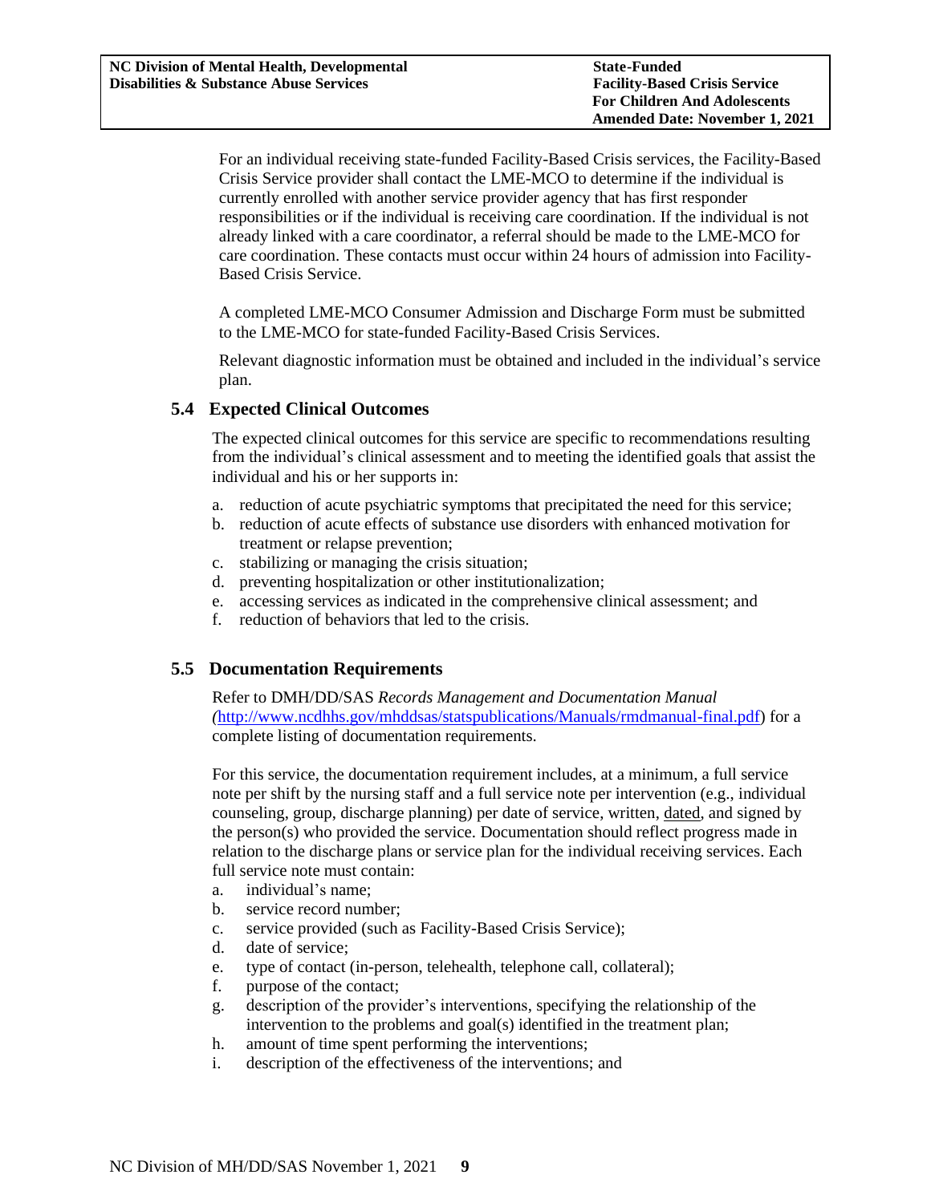For an individual receiving state-funded Facility-Based Crisis services, the Facility-Based Crisis Service provider shall contact the LME-MCO to determine if the individual is currently enrolled with another service provider agency that has first responder responsibilities or if the individual is receiving care coordination. If the individual is not already linked with a care coordinator, a referral should be made to the LME-MCO for care coordination. These contacts must occur within 24 hours of admission into Facility-Based Crisis Service.

A completed LME-MCO Consumer Admission and Discharge Form must be submitted to the LME-MCO for state-funded Facility-Based Crisis Services.

Relevant diagnostic information must be obtained and included in the individual's service plan.

## 5.4 Expected Clinical Outcomes

The expected clinical outcomes for this service are specific to recommendations resulting from the individual's clinical assessment and to meeting the identified goals that assist the individual and his or her supports in:

a. reduction of acute psychiatric symptoms that precipitated the need for this service;
b. reduction of acute effects of substance use disorders with enhanced motivation for treatment or relapse prevention;
c. stabilizing or managing the crisis situation;
d. preventing hospitalization or other institutionalization;
e. accessing services as indicated in the comprehensive clinical assessment; and
f. reduction of behaviors that led to the crisis.

## 5.5 Documentation Requirements

Refer to DMH/DD/SAS *Records Management and Documentation Manual (*http://www.ncdhhs.gov/mhddsas/statspublications/Manuals/rmdmanual-final.pdf) for a complete listing of documentation requirements.

For this service, the documentation requirement includes, at a minimum, a full service note per shift by the nursing staff and a full service note per intervention (e.g., individual counseling, group, discharge planning) per date of service, written, dated, and signed by the person(s) who provided the service. Documentation should reflect progress made in relation to the discharge plans or service plan for the individual receiving services. Each full service note must contain:

a. individual's name;
b. service record number;
c. service provided (such as Facility-Based Crisis Service);
d. date of service;
e. type of contact (in-person, telehealth, telephone call, collateral);
f. purpose of the contact;
g. description of the provider's interventions, specifying the relationship of the intervention to the problems and goal(s) identified in the treatment plan;
h. amount of time spent performing the interventions;
i. description of the effectiveness of the interventions; and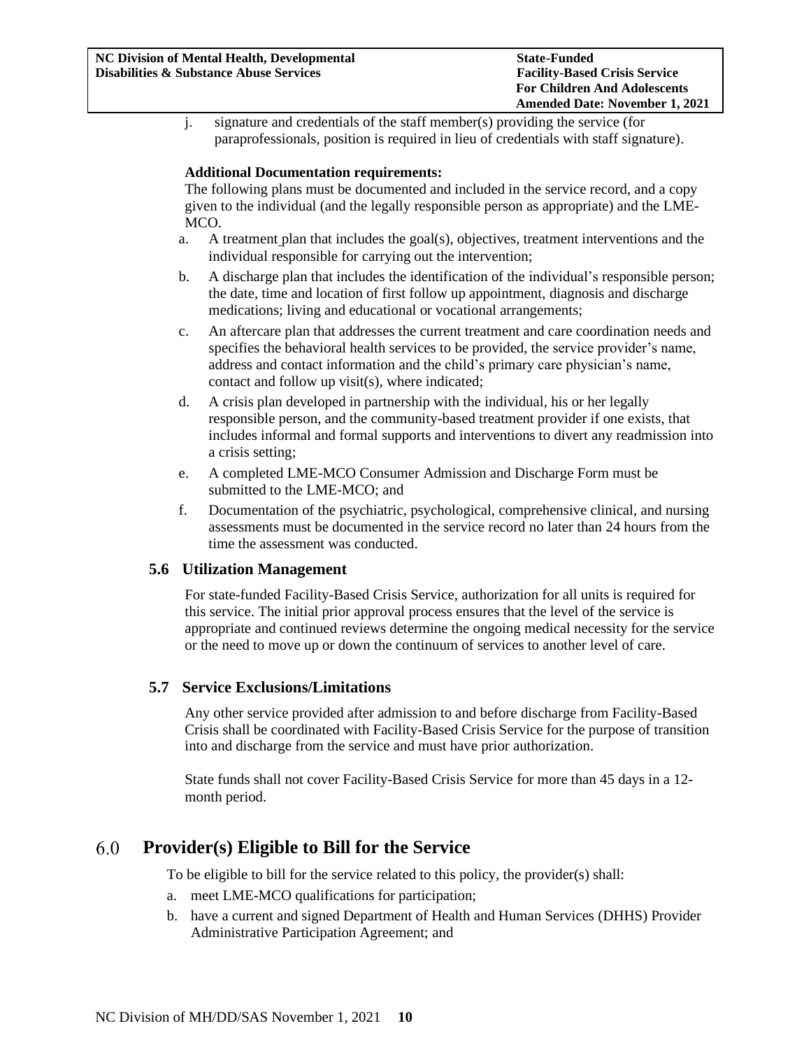j. signature and credentials of the staff member(s) providing the service (for paraprofessionals, position is required in lieu of credentials with staff signature).

**Additional Documentation requirements:**

The following plans must be documented and included in the service record, and a copy given to the individual (and the legally responsible person as appropriate) and the LME-MCO.

a. A treatment plan that includes the goal(s), objectives, treatment interventions and the individual responsible for carrying out the intervention;

b. A discharge plan that includes the identification of the individual's responsible person; the date, time and location of first follow up appointment, diagnosis and discharge medications; living and educational or vocational arrangements;

c. An aftercare plan that addresses the current treatment and care coordination needs and specifies the behavioral health services to be provided, the service provider's name, address and contact information and the child's primary care physician's name, contact and follow up visit(s), where indicated;

d. A crisis plan developed in partnership with the individual, his or her legally responsible person, and the community-based treatment provider if one exists, that includes informal and formal supports and interventions to divert any readmission into a crisis setting;

e. A completed LME-MCO Consumer Admission and Discharge Form must be submitted to the LME-MCO; and

f. Documentation of the psychiatric, psychological, comprehensive clinical, and nursing assessments must be documented in the service record no later than 24 hours from the time the assessment was conducted.

### 5.6 Utilization Management

For state-funded Facility-Based Crisis Service, authorization for all units is required for this service. The initial prior approval process ensures that the level of the service is appropriate and continued reviews determine the ongoing medical necessity for the service or the need to move up or down the continuum of services to another level of care.

### 5.7 Service Exclusions/Limitations

Any other service provided after admission to and before discharge from Facility-Based Crisis shall be coordinated with Facility-Based Crisis Service for the purpose of transition into and discharge from the service and must have prior authorization.

State funds shall not cover Facility-Based Crisis Service for more than 45 days in a 12-month period.

## 6.0 Provider(s) Eligible to Bill for the Service

To be eligible to bill for the service related to this policy, the provider(s) shall:

a. meet LME-MCO qualifications for participation;

b. have a current and signed Department of Health and Human Services (DHHS) Provider Administrative Participation Agreement; and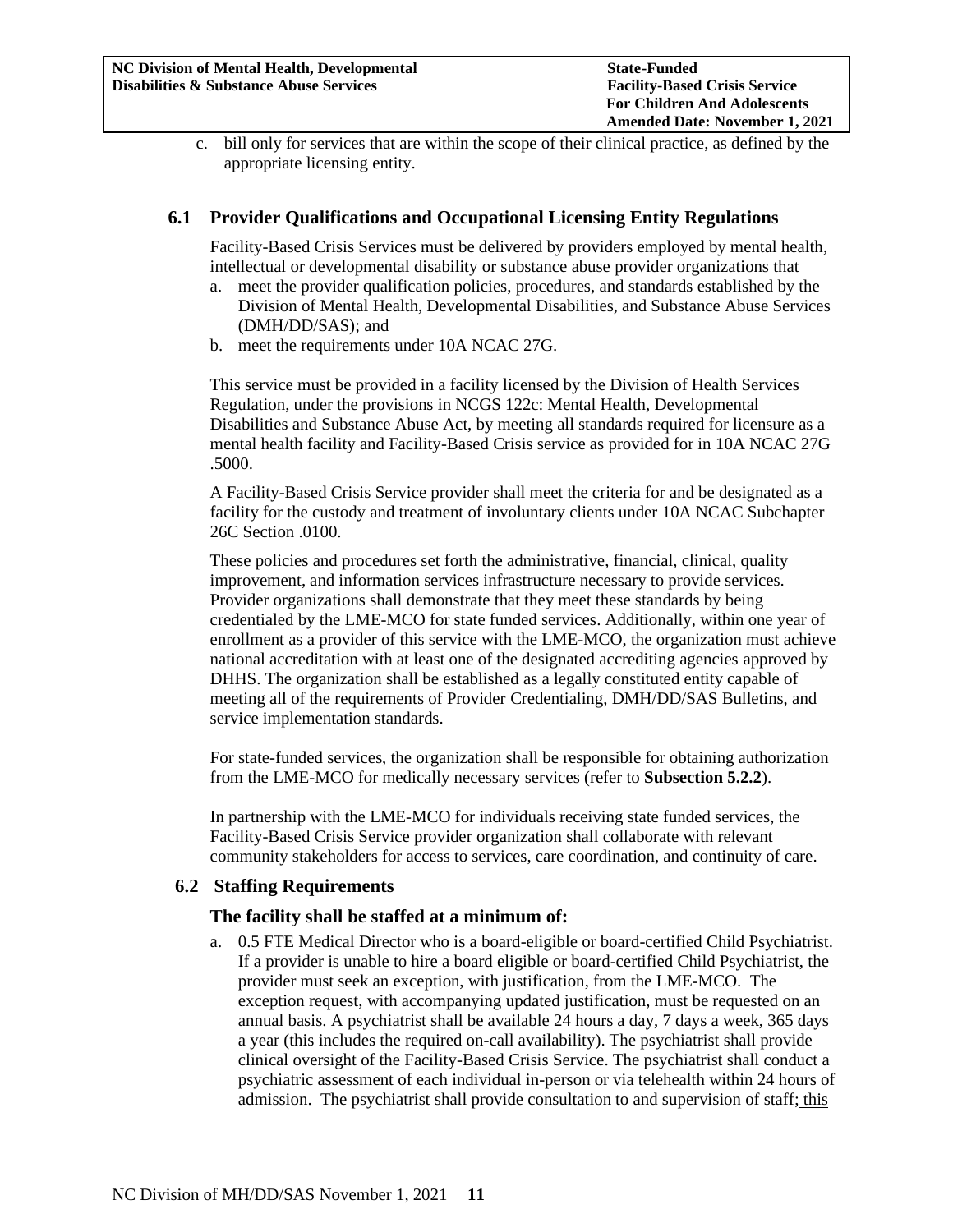c. bill only for services that are within the scope of their clinical practice, as defined by the appropriate licensing entity.

## 6.1 Provider Qualifications and Occupational Licensing Entity Regulations

Facility-Based Crisis Services must be delivered by providers employed by mental health, intellectual or developmental disability or substance abuse provider organizations that

a. meet the provider qualification policies, procedures, and standards established by the Division of Mental Health, Developmental Disabilities, and Substance Abuse Services (DMH/DD/SAS); and
b. meet the requirements under 10A NCAC 27G.

This service must be provided in a facility licensed by the Division of Health Services Regulation, under the provisions in NCGS 122c: Mental Health, Developmental Disabilities and Substance Abuse Act, by meeting all standards required for licensure as a mental health facility and Facility-Based Crisis service as provided for in 10A NCAC 27G .5000.

A Facility-Based Crisis Service provider shall meet the criteria for and be designated as a facility for the custody and treatment of involuntary clients under 10A NCAC Subchapter 26C Section .0100.

These policies and procedures set forth the administrative, financial, clinical, quality improvement, and information services infrastructure necessary to provide services. Provider organizations shall demonstrate that they meet these standards by being credentialed by the LME-MCO for state funded services. Additionally, within one year of enrollment as a provider of this service with the LME-MCO, the organization must achieve national accreditation with at least one of the designated accrediting agencies approved by DHHS. The organization shall be established as a legally constituted entity capable of meeting all of the requirements of Provider Credentialing, DMH/DD/SAS Bulletins, and service implementation standards.

For state-funded services, the organization shall be responsible for obtaining authorization from the LME-MCO for medically necessary services (refer to **Subsection 5.2.2**).

In partnership with the LME-MCO for individuals receiving state funded services, the Facility-Based Crisis Service provider organization shall collaborate with relevant community stakeholders for access to services, care coordination, and continuity of care.

## 6.2 Staffing Requirements

### The facility shall be staffed at a minimum of:

a. 0.5 FTE Medical Director who is a board-eligible or board-certified Child Psychiatrist. If a provider is unable to hire a board eligible or board-certified Child Psychiatrist, the provider must seek an exception, with justification, from the LME-MCO. The exception request, with accompanying updated justification, must be requested on an annual basis. A psychiatrist shall be available 24 hours a day, 7 days a week, 365 days a year (this includes the required on-call availability). The psychiatrist shall provide clinical oversight of the Facility-Based Crisis Service. The psychiatrist shall conduct a psychiatric assessment of each individual in-person or via telehealth within 24 hours of admission. The psychiatrist shall provide consultation to and supervision of staff; this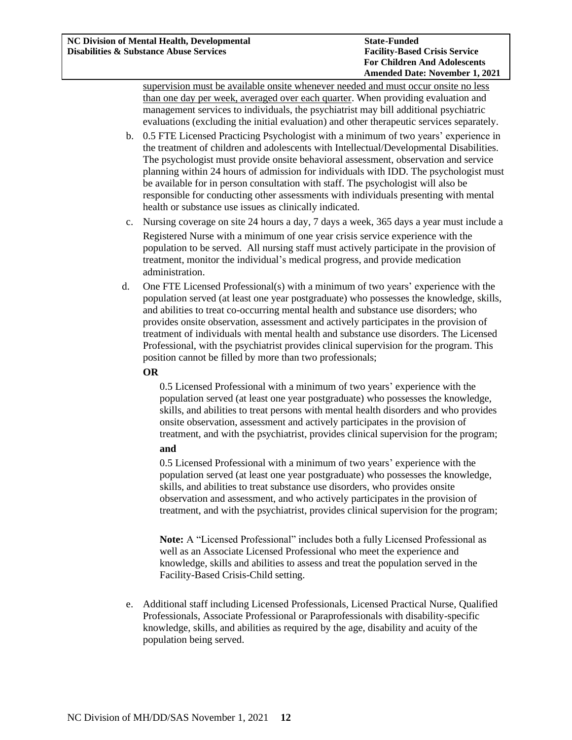supervision must be available onsite whenever needed and must occur onsite no less than one day per week, averaged over each quarter. When providing evaluation and management services to individuals, the psychiatrist may bill additional psychiatric evaluations (excluding the initial evaluation) and other therapeutic services separately.

b. 0.5 FTE Licensed Practicing Psychologist with a minimum of two years' experience in the treatment of children and adolescents with Intellectual/Developmental Disabilities. The psychologist must provide onsite behavioral assessment, observation and service planning within 24 hours of admission for individuals with IDD. The psychologist must be available for in person consultation with staff. The psychologist will also be responsible for conducting other assessments with individuals presenting with mental health or substance use issues as clinically indicated.

c. Nursing coverage on site 24 hours a day, 7 days a week, 365 days a year must include a Registered Nurse with a minimum of one year crisis service experience with the population to be served. All nursing staff must actively participate in the provision of treatment, monitor the individual's medical progress, and provide medication administration.

d. One FTE Licensed Professional(s) with a minimum of two years' experience with the population served (at least one year postgraduate) who possesses the knowledge, skills, and abilities to treat co-occurring mental health and substance use disorders; who provides onsite observation, assessment and actively participates in the provision of treatment of individuals with mental health and substance use disorders. The Licensed Professional, with the psychiatrist provides clinical supervision for the program. This position cannot be filled by more than two professionals;

   **OR**

   0.5 Licensed Professional with a minimum of two years' experience with the population served (at least one year postgraduate) who possesses the knowledge, skills, and abilities to treat persons with mental health disorders and who provides onsite observation, assessment and actively participates in the provision of treatment, and with the psychiatrist, provides clinical supervision for the program;

   **and**

   0.5 Licensed Professional with a minimum of two years' experience with the population served (at least one year postgraduate) who possesses the knowledge, skills, and abilities to treat substance use disorders, who provides onsite observation and assessment, and who actively participates in the provision of treatment, and with the psychiatrist, provides clinical supervision for the program;

   **Note:** A "Licensed Professional" includes both a fully Licensed Professional as well as an Associate Licensed Professional who meet the experience and knowledge, skills and abilities to assess and treat the population served in the Facility-Based Crisis-Child setting.

e. Additional staff including Licensed Professionals, Licensed Practical Nurse, Qualified Professionals, Associate Professional or Paraprofessionals with disability-specific knowledge, skills, and abilities as required by the age, disability and acuity of the population being served.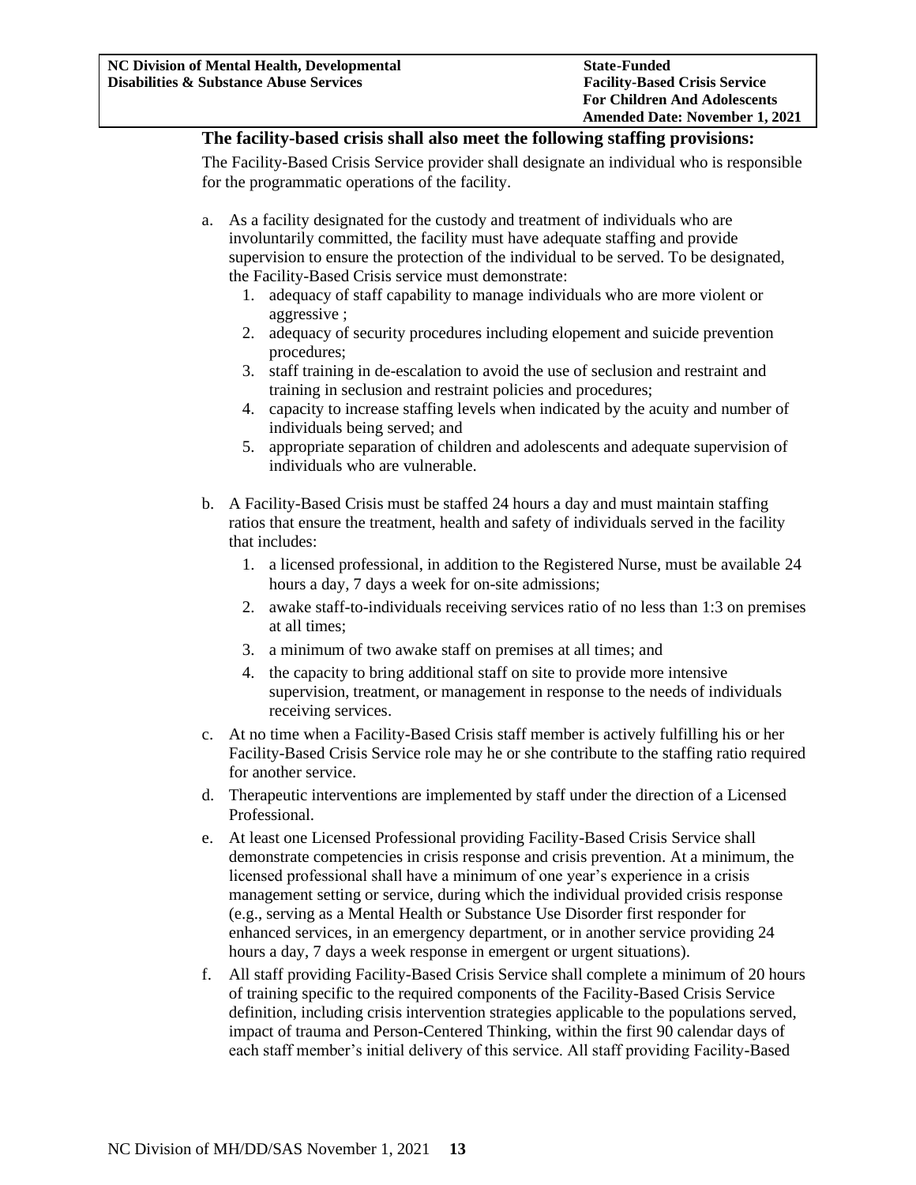**The facility-based crisis shall also meet the following staffing provisions:**

The Facility-Based Crisis Service provider shall designate an individual who is responsible for the programmatic operations of the facility.

a. As a facility designated for the custody and treatment of individuals who are involuntarily committed, the facility must have adequate staffing and provide supervision to ensure the protection of the individual to be served. To be designated, the Facility-Based Crisis service must demonstrate:
   1. adequacy of staff capability to manage individuals who are more violent or aggressive ;
   2. adequacy of security procedures including elopement and suicide prevention procedures;
   3. staff training in de-escalation to avoid the use of seclusion and restraint and training in seclusion and restraint policies and procedures;
   4. capacity to increase staffing levels when indicated by the acuity and number of individuals being served; and
   5. appropriate separation of children and adolescents and adequate supervision of individuals who are vulnerable.

b. A Facility-Based Crisis must be staffed 24 hours a day and must maintain staffing ratios that ensure the treatment, health and safety of individuals served in the facility that includes:
   1. a licensed professional, in addition to the Registered Nurse, must be available 24 hours a day, 7 days a week for on-site admissions;
   2. awake staff-to-individuals receiving services ratio of no less than 1:3 on premises at all times;
   3. a minimum of two awake staff on premises at all times; and
   4. the capacity to bring additional staff on site to provide more intensive supervision, treatment, or management in response to the needs of individuals receiving services.

c. At no time when a Facility-Based Crisis staff member is actively fulfilling his or her Facility-Based Crisis Service role may he or she contribute to the staffing ratio required for another service.

d. Therapeutic interventions are implemented by staff under the direction of a Licensed Professional.

e. At least one Licensed Professional providing Facility-Based Crisis Service shall demonstrate competencies in crisis response and crisis prevention. At a minimum, the licensed professional shall have a minimum of one year's experience in a crisis management setting or service, during which the individual provided crisis response (e.g., serving as a Mental Health or Substance Use Disorder first responder for enhanced services, in an emergency department, or in another service providing 24 hours a day, 7 days a week response in emergent or urgent situations).

f. All staff providing Facility-Based Crisis Service shall complete a minimum of 20 hours of training specific to the required components of the Facility-Based Crisis Service definition, including crisis intervention strategies applicable to the populations served, impact of trauma and Person-Centered Thinking, within the first 90 calendar days of each staff member's initial delivery of this service. All staff providing Facility-Based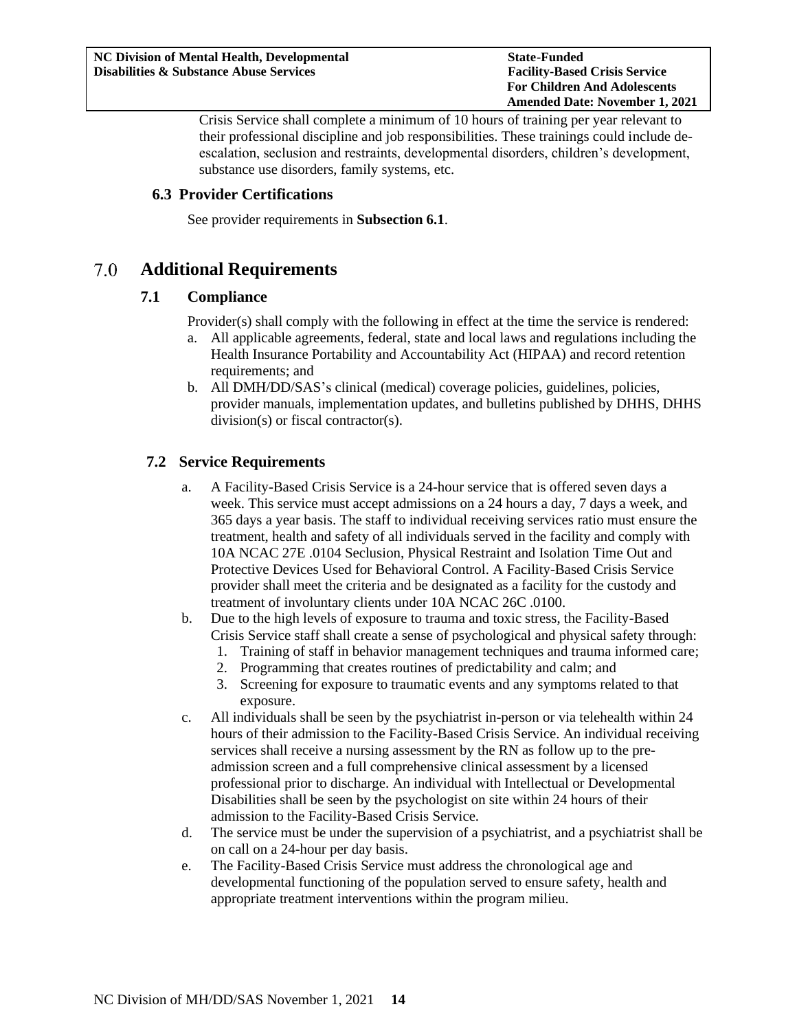Crisis Service shall complete a minimum of 10 hours of training per year relevant to their professional discipline and job responsibilities. These trainings could include de-escalation, seclusion and restraints, developmental disorders, children's development, substance use disorders, family systems, etc.

### 6.3 Provider Certifications

See provider requirements in **Subsection 6.1**.

## 7.0 Additional Requirements

### 7.1 Compliance

Provider(s) shall comply with the following in effect at the time the service is rendered:

a. All applicable agreements, federal, state and local laws and regulations including the Health Insurance Portability and Accountability Act (HIPAA) and record retention requirements; and
b. All DMH/DD/SAS's clinical (medical) coverage policies, guidelines, policies, provider manuals, implementation updates, and bulletins published by DHHS, DHHS division(s) or fiscal contractor(s).

### 7.2 Service Requirements

a. A Facility-Based Crisis Service is a 24-hour service that is offered seven days a week. This service must accept admissions on a 24 hours a day, 7 days a week, and 365 days a year basis. The staff to individual receiving services ratio must ensure the treatment, health and safety of all individuals served in the facility and comply with 10A NCAC 27E .0104 Seclusion, Physical Restraint and Isolation Time Out and Protective Devices Used for Behavioral Control. A Facility-Based Crisis Service provider shall meet the criteria and be designated as a facility for the custody and treatment of involuntary clients under 10A NCAC 26C .0100.
b. Due to the high levels of exposure to trauma and toxic stress, the Facility-Based Crisis Service staff shall create a sense of psychological and physical safety through:
   1. Training of staff in behavior management techniques and trauma informed care;
   2. Programming that creates routines of predictability and calm; and
   3. Screening for exposure to traumatic events and any symptoms related to that exposure.
c. All individuals shall be seen by the psychiatrist in-person or via telehealth within 24 hours of their admission to the Facility-Based Crisis Service. An individual receiving services shall receive a nursing assessment by the RN as follow up to the pre-admission screen and a full comprehensive clinical assessment by a licensed professional prior to discharge. An individual with Intellectual or Developmental Disabilities shall be seen by the psychologist on site within 24 hours of their admission to the Facility-Based Crisis Service.
d. The service must be under the supervision of a psychiatrist, and a psychiatrist shall be on call on a 24-hour per day basis.
e. The Facility-Based Crisis Service must address the chronological age and developmental functioning of the population served to ensure safety, health and appropriate treatment interventions within the program milieu.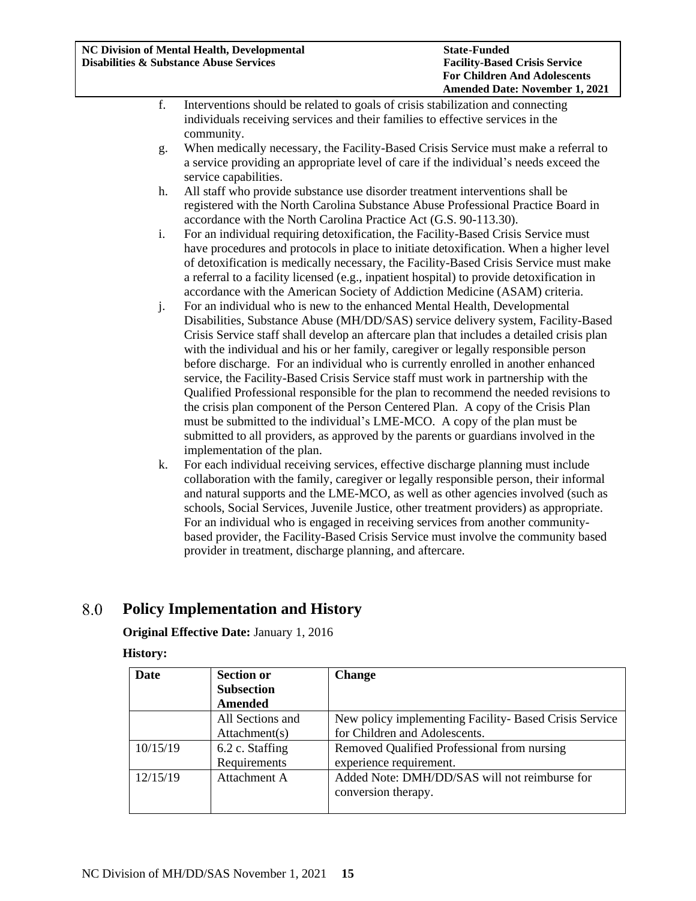f. Interventions should be related to goals of crisis stabilization and connecting individuals receiving services and their families to effective services in the community.

g. When medically necessary, the Facility-Based Crisis Service must make a referral to a service providing an appropriate level of care if the individual's needs exceed the service capabilities.

h. All staff who provide substance use disorder treatment interventions shall be registered with the North Carolina Substance Abuse Professional Practice Board in accordance with the North Carolina Practice Act (G.S. 90-113.30).

i. For an individual requiring detoxification, the Facility-Based Crisis Service must have procedures and protocols in place to initiate detoxification. When a higher level of detoxification is medically necessary, the Facility-Based Crisis Service must make a referral to a facility licensed (e.g., inpatient hospital) to provide detoxification in accordance with the American Society of Addiction Medicine (ASAM) criteria.

j. For an individual who is new to the enhanced Mental Health, Developmental Disabilities, Substance Abuse (MH/DD/SAS) service delivery system, Facility-Based Crisis Service staff shall develop an aftercare plan that includes a detailed crisis plan with the individual and his or her family, caregiver or legally responsible person before discharge. For an individual who is currently enrolled in another enhanced service, the Facility-Based Crisis Service staff must work in partnership with the Qualified Professional responsible for the plan to recommend the needed revisions to the crisis plan component of the Person Centered Plan. A copy of the Crisis Plan must be submitted to the individual's LME-MCO. A copy of the plan must be submitted to all providers, as approved by the parents or guardians involved in the implementation of the plan.

k. For each individual receiving services, effective discharge planning must include collaboration with the family, caregiver or legally responsible person, their informal and natural supports and the LME-MCO, as well as other agencies involved (such as schools, Social Services, Juvenile Justice, other treatment providers) as appropriate. For an individual who is engaged in receiving services from another community-based provider, the Facility-Based Crisis Service must involve the community based provider in treatment, discharge planning, and aftercare.

## 8.0 Policy Implementation and History

**Original Effective Date:** January 1, 2016

**History:**

| Date | Section or Subsection Amended | Change |
|---|---|---|
| | All Sections and Attachment(s) | New policy implementing Facility- Based Crisis Service for Children and Adolescents. |
| 10/15/19 | 6.2 c. Staffing Requirements | Removed Qualified Professional from nursing experience requirement. |
| 12/15/19 | Attachment A | Added Note: DMH/DD/SAS will not reimburse for conversion therapy. |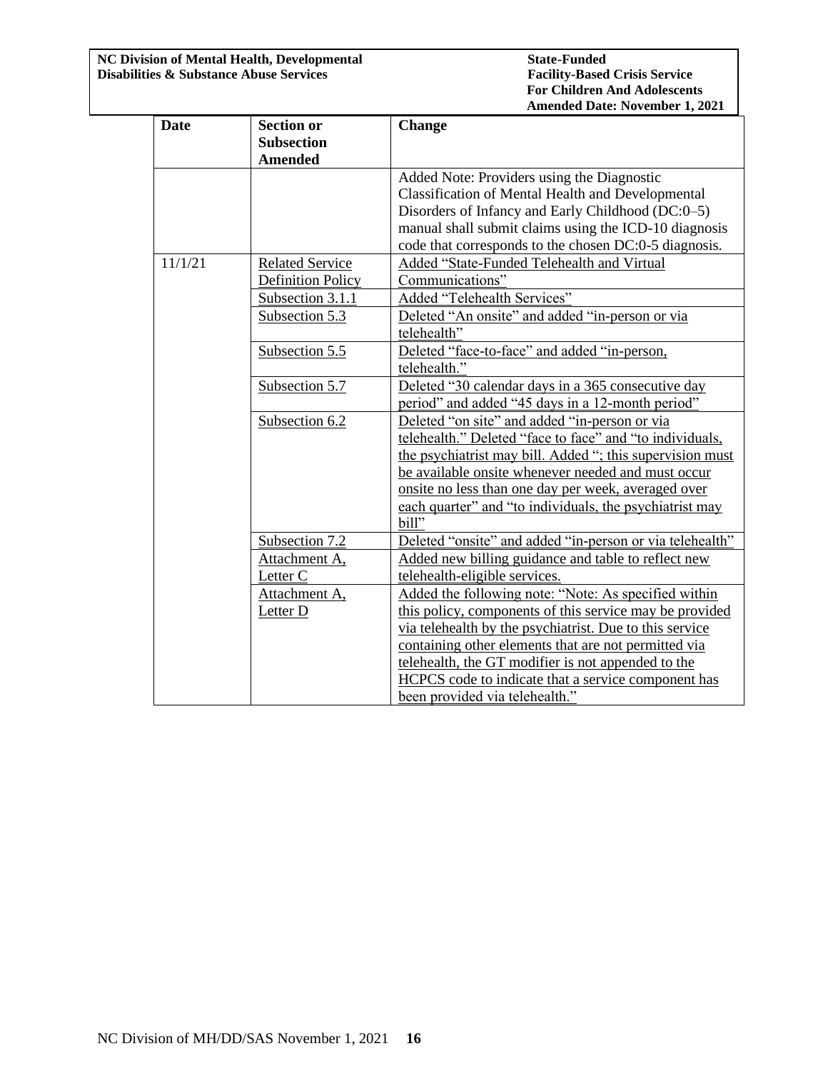| Date | Section or Subsection Amended | Change |
|---|---|---|
| | | Added Note: Providers using the Diagnostic Classification of Mental Health and Developmental Disorders of Infancy and Early Childhood (DC:0–5) manual shall submit claims using the ICD-10 diagnosis code that corresponds to the chosen DC:0-5 diagnosis. |
| 11/1/21 | Related Service Definition Policy | Added "State-Funded Telehealth and Virtual Communications" |
| | Subsection 3.1.1 | Added "Telehealth Services" |
| | Subsection 5.3 | Deleted "An onsite" and added "in-person or via telehealth" |
| | Subsection 5.5 | Deleted "face-to-face" and added "in-person, telehealth." |
| | Subsection 5.7 | Deleted "30 calendar days in a 365 consecutive day period" and added "45 days in a 12-month period" |
| | Subsection 6.2 | Deleted "on site" and added "in-person or via telehealth." Deleted "face to face" and "to individuals, the psychiatrist may bill. Added "; this supervision must be available onsite whenever needed and must occur onsite no less than one day per week, averaged over each quarter" and "to individuals, the psychiatrist may bill" |
| | Subsection 7.2 | Deleted "onsite" and added "in-person or via telehealth" |
| | Attachment A, Letter C | Added new billing guidance and table to reflect new telehealth-eligible services. |
| | Attachment A, Letter D | Added the following note: "Note: As specified within this policy, components of this service may be provided via telehealth by the psychiatrist. Due to this service containing other elements that are not permitted via telehealth, the GT modifier is not appended to the HCPCS code to indicate that a service component has been provided via telehealth." |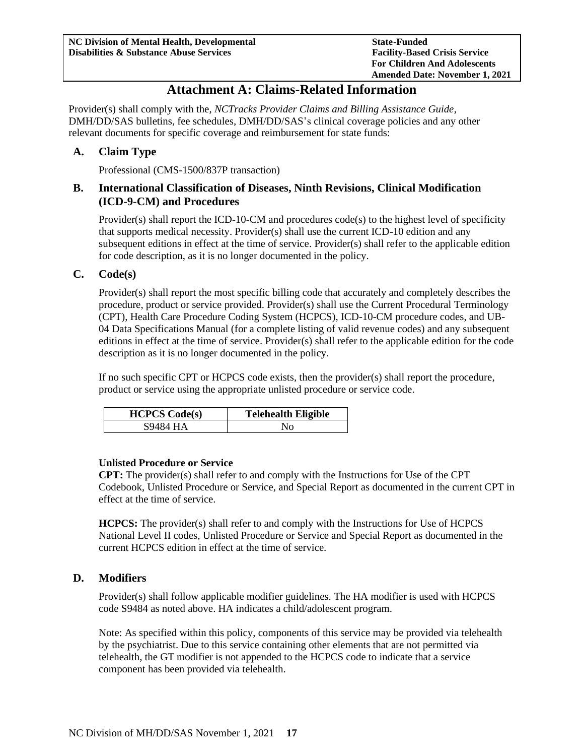# Attachment A: Claims-Related Information

Provider(s) shall comply with the, *NCTracks Provider Claims and Billing Assistance Guide*, DMH/DD/SAS bulletins, fee schedules, DMH/DD/SAS's clinical coverage policies and any other relevant documents for specific coverage and reimbursement for state funds:

## A. Claim Type

Professional (CMS-1500/837P transaction)

## B. International Classification of Diseases, Ninth Revisions, Clinical Modification (ICD-9-CM) and Procedures

Provider(s) shall report the ICD-10-CM and procedures code(s) to the highest level of specificity that supports medical necessity. Provider(s) shall use the current ICD-10 edition and any subsequent editions in effect at the time of service. Provider(s) shall refer to the applicable edition for code description, as it is no longer documented in the policy.

## C. Code(s)

Provider(s) shall report the most specific billing code that accurately and completely describes the procedure, product or service provided. Provider(s) shall use the Current Procedural Terminology (CPT), Health Care Procedure Coding System (HCPCS), ICD-10-CM procedure codes, and UB-04 Data Specifications Manual (for a complete listing of valid revenue codes) and any subsequent editions in effect at the time of service. Provider(s) shall refer to the applicable edition for the code description as it is no longer documented in the policy.

If no such specific CPT or HCPCS code exists, then the provider(s) shall report the procedure, product or service using the appropriate unlisted procedure or service code.

| HCPCS Code(s) | Telehealth Eligible |
| --- | --- |
| S9484 HA | No |

**Unlisted Procedure or Service**

**CPT:** The provider(s) shall refer to and comply with the Instructions for Use of the CPT Codebook, Unlisted Procedure or Service, and Special Report as documented in the current CPT in effect at the time of service.

**HCPCS:** The provider(s) shall refer to and comply with the Instructions for Use of HCPCS National Level II codes, Unlisted Procedure or Service and Special Report as documented in the current HCPCS edition in effect at the time of service.

## D. Modifiers

Provider(s) shall follow applicable modifier guidelines. The HA modifier is used with HCPCS code S9484 as noted above. HA indicates a child/adolescent program.

Note: As specified within this policy, components of this service may be provided via telehealth by the psychiatrist. Due to this service containing other elements that are not permitted via telehealth, the GT modifier is not appended to the HCPCS code to indicate that a service component has been provided via telehealth.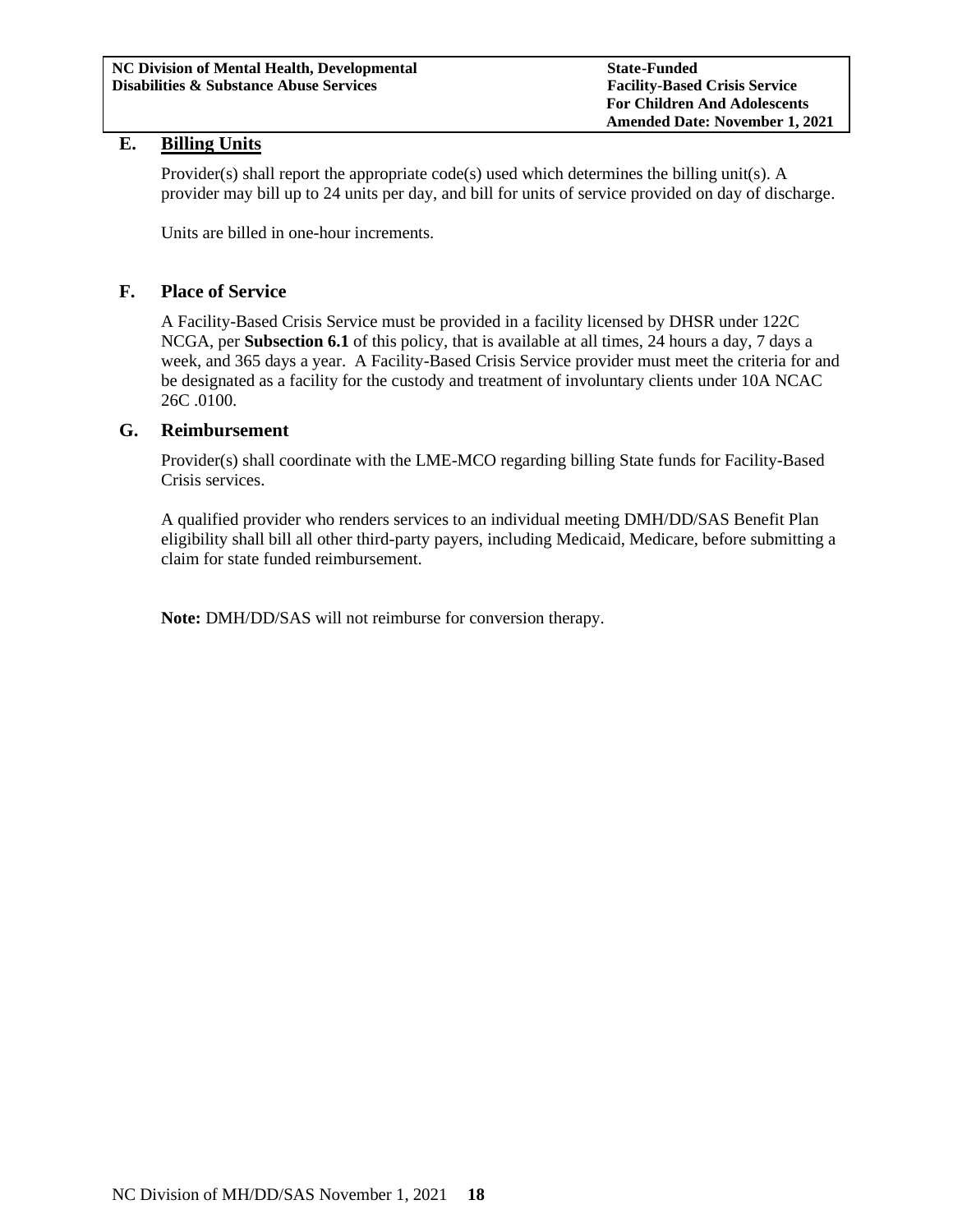### E. Billing Units

Provider(s) shall report the appropriate code(s) used which determines the billing unit(s). A provider may bill up to 24 units per day, and bill for units of service provided on day of discharge.

Units are billed in one-hour increments.

### F. Place of Service

A Facility-Based Crisis Service must be provided in a facility licensed by DHSR under 122C NCGA, per **Subsection 6.1** of this policy, that is available at all times, 24 hours a day, 7 days a week, and 365 days a year. A Facility-Based Crisis Service provider must meet the criteria for and be designated as a facility for the custody and treatment of involuntary clients under 10A NCAC 26C .0100.

### G. Reimbursement

Provider(s) shall coordinate with the LME-MCO regarding billing State funds for Facility-Based Crisis services.

A qualified provider who renders services to an individual meeting DMH/DD/SAS Benefit Plan eligibility shall bill all other third-party payers, including Medicaid, Medicare, before submitting a claim for state funded reimbursement.

**Note:** DMH/DD/SAS will not reimburse for conversion therapy.